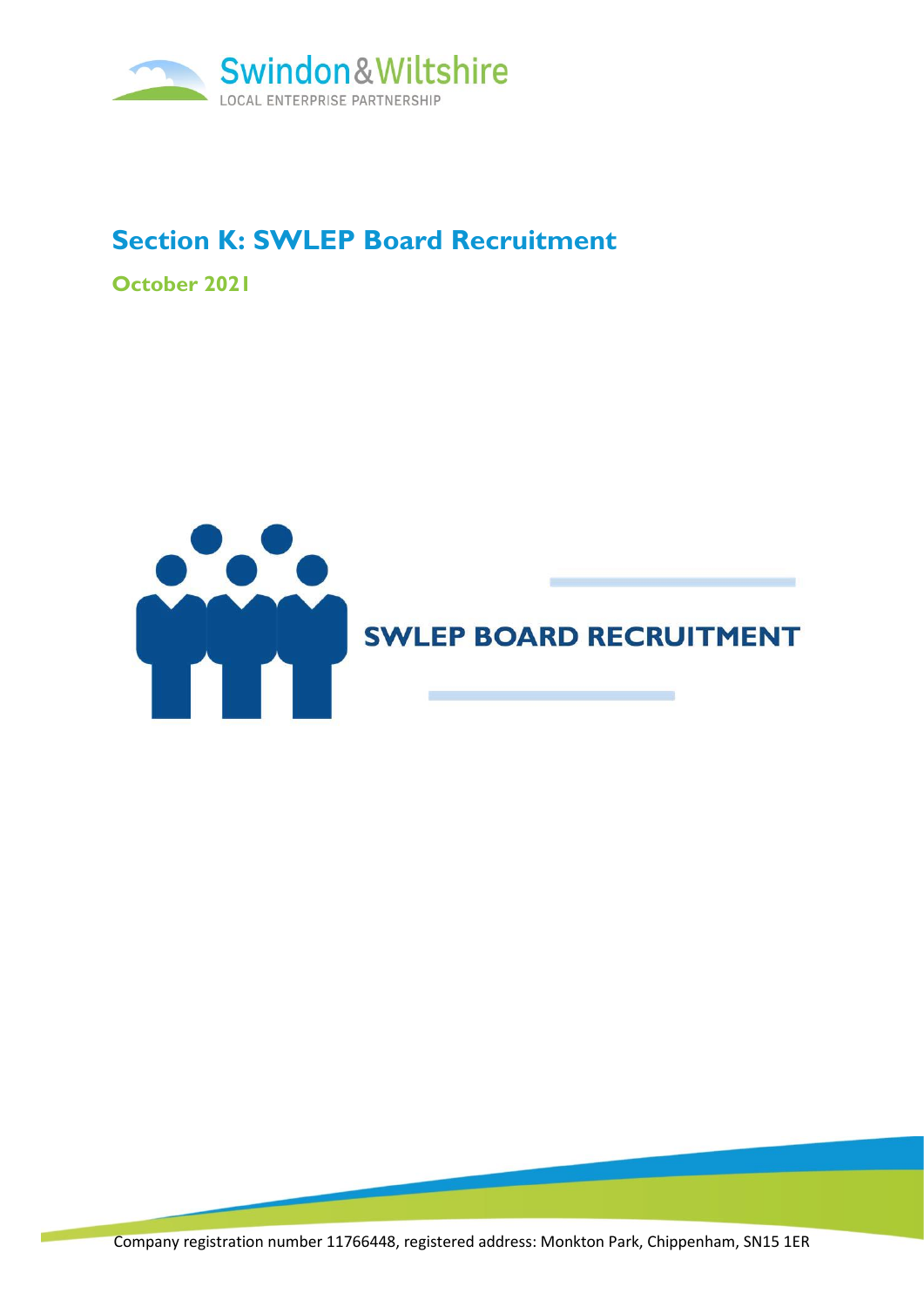Swindon & Wiltshire
LOCAL ENTERPRISE PARTNERSHIP

# Section K: SWLEP Board Recruitment

**October 2021**

## SWLEP BOARD RECRUITMENT

Company registration number 11766448, registered address: Monkton Park, Chippenham, SN15 1ER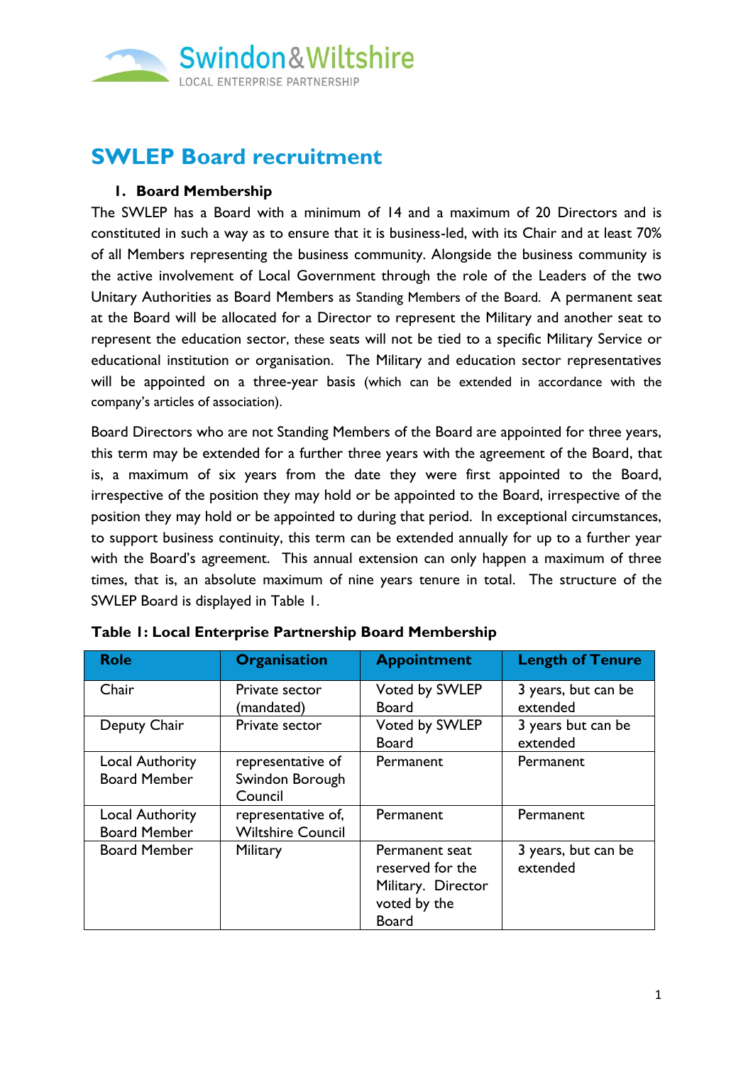# SWLEP Board recruitment

## 1. Board Membership

The SWLEP has a Board with a minimum of 14 and a maximum of 20 Directors and is constituted in such a way as to ensure that it is business-led, with its Chair and at least 70% of all Members representing the business community. Alongside the business community is the active involvement of Local Government through the role of the Leaders of the two Unitary Authorities as Board Members as Standing Members of the Board. A permanent seat at the Board will be allocated for a Director to represent the Military and another seat to represent the education sector, these seats will not be tied to a specific Military Service or educational institution or organisation. The Military and education sector representatives will be appointed on a three-year basis (which can be extended in accordance with the company's articles of association).

Board Directors who are not Standing Members of the Board are appointed for three years, this term may be extended for a further three years with the agreement of the Board, that is, a maximum of six years from the date they were first appointed to the Board, irrespective of the position they may hold or be appointed to the Board, irrespective of the position they may hold or be appointed to during that period. In exceptional circumstances, to support business continuity, this term can be extended annually for up to a further year with the Board's agreement. This annual extension can only happen a maximum of three times, that is, an absolute maximum of nine years tenure in total. The structure of the SWLEP Board is displayed in Table 1.

**Table 1: Local Enterprise Partnership Board Membership**

| Role | Organisation | Appointment | Length of Tenure |
|---|---|---|---|
| Chair | Private sector (mandated) | Voted by SWLEP Board | 3 years, but can be extended |
| Deputy Chair | Private sector | Voted by SWLEP Board | 3 years but can be extended |
| Local Authority Board Member | representative of Swindon Borough Council | Permanent | Permanent |
| Local Authority Board Member | representative of, Wiltshire Council | Permanent | Permanent |
| Board Member | Military | Permanent seat reserved for the Military. Director voted by the Board | 3 years, but can be extended |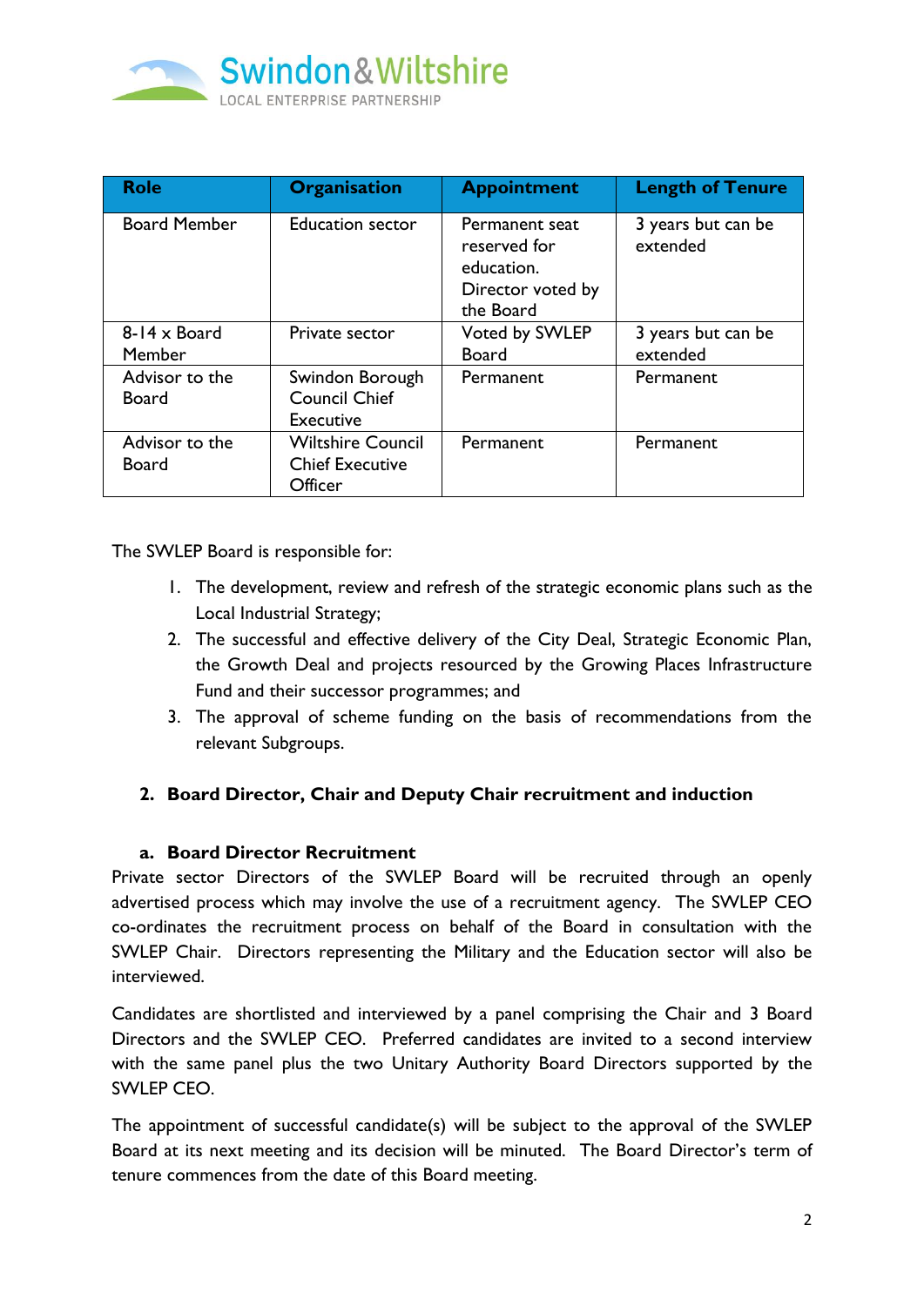| Role | Organisation | Appointment | Length of Tenure |
| --- | --- | --- | --- |
| Board Member | Education sector | Permanent seat reserved for education. Director voted by the Board | 3 years but can be extended |
| 8-14 x Board Member | Private sector | Voted by SWLEP Board | 3 years but can be extended |
| Advisor to the Board | Swindon Borough Council Chief Executive | Permanent | Permanent |
| Advisor to the Board | Wiltshire Council Chief Executive Officer | Permanent | Permanent |

The SWLEP Board is responsible for:

1. The development, review and refresh of the strategic economic plans such as the Local Industrial Strategy;
2. The successful and effective delivery of the City Deal, Strategic Economic Plan, the Growth Deal and projects resourced by the Growing Places Infrastructure Fund and their successor programmes; and
3. The approval of scheme funding on the basis of recommendations from the relevant Subgroups.

## 2. Board Director, Chair and Deputy Chair recruitment and induction

### a. Board Director Recruitment

Private sector Directors of the SWLEP Board will be recruited through an openly advertised process which may involve the use of a recruitment agency. The SWLEP CEO co-ordinates the recruitment process on behalf of the Board in consultation with the SWLEP Chair. Directors representing the Military and the Education sector will also be interviewed.

Candidates are shortlisted and interviewed by a panel comprising the Chair and 3 Board Directors and the SWLEP CEO. Preferred candidates are invited to a second interview with the same panel plus the two Unitary Authority Board Directors supported by the SWLEP CEO.

The appointment of successful candidate(s) will be subject to the approval of the SWLEP Board at its next meeting and its decision will be minuted. The Board Director's term of tenure commences from the date of this Board meeting.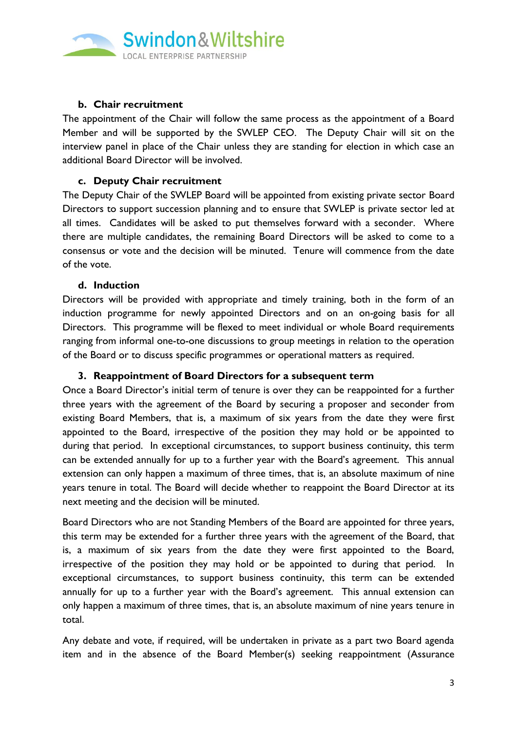#### b. Chair recruitment

The appointment of the Chair will follow the same process as the appointment of a Board Member and will be supported by the SWLEP CEO. The Deputy Chair will sit on the interview panel in place of the Chair unless they are standing for election in which case an additional Board Director will be involved.

#### c. Deputy Chair recruitment

The Deputy Chair of the SWLEP Board will be appointed from existing private sector Board Directors to support succession planning and to ensure that SWLEP is private sector led at all times. Candidates will be asked to put themselves forward with a seconder. Where there are multiple candidates, the remaining Board Directors will be asked to come to a consensus or vote and the decision will be minuted. Tenure will commence from the date of the vote.

#### d. Induction

Directors will be provided with appropriate and timely training, both in the form of an induction programme for newly appointed Directors and on an on-going basis for all Directors. This programme will be flexed to meet individual or whole Board requirements ranging from informal one-to-one discussions to group meetings in relation to the operation of the Board or to discuss specific programmes or operational matters as required.

### 3. Reappointment of Board Directors for a subsequent term

Once a Board Director's initial term of tenure is over they can be reappointed for a further three years with the agreement of the Board by securing a proposer and seconder from existing Board Members, that is, a maximum of six years from the date they were first appointed to the Board, irrespective of the position they may hold or be appointed to during that period. In exceptional circumstances, to support business continuity, this term can be extended annually for up to a further year with the Board's agreement. This annual extension can only happen a maximum of three times, that is, an absolute maximum of nine years tenure in total. The Board will decide whether to reappoint the Board Director at its next meeting and the decision will be minuted.

Board Directors who are not Standing Members of the Board are appointed for three years, this term may be extended for a further three years with the agreement of the Board, that is, a maximum of six years from the date they were first appointed to the Board, irrespective of the position they may hold or be appointed to during that period. In exceptional circumstances, to support business continuity, this term can be extended annually for up to a further year with the Board's agreement. This annual extension can only happen a maximum of three times, that is, an absolute maximum of nine years tenure in total.

Any debate and vote, if required, will be undertaken in private as a part two Board agenda item and in the absence of the Board Member(s) seeking reappointment (Assurance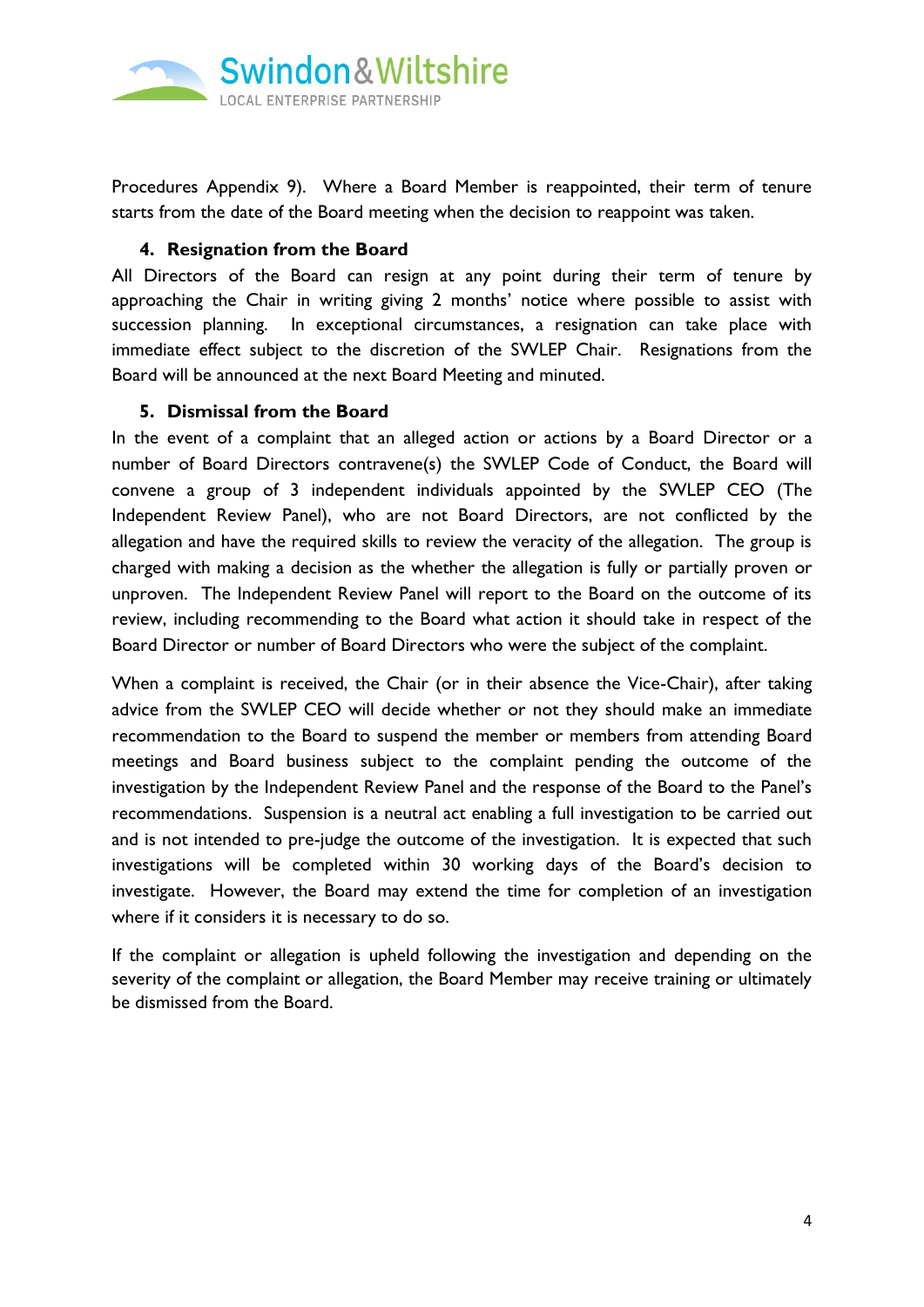Procedures Appendix 9). Where a Board Member is reappointed, their term of tenure starts from the date of the Board meeting when the decision to reappoint was taken.

### 4. Resignation from the Board

All Directors of the Board can resign at any point during their term of tenure by approaching the Chair in writing giving 2 months' notice where possible to assist with succession planning. In exceptional circumstances, a resignation can take place with immediate effect subject to the discretion of the SWLEP Chair. Resignations from the Board will be announced at the next Board Meeting and minuted.

### 5. Dismissal from the Board

In the event of a complaint that an alleged action or actions by a Board Director or a number of Board Directors contravene(s) the SWLEP Code of Conduct, the Board will convene a group of 3 independent individuals appointed by the SWLEP CEO (The Independent Review Panel), who are not Board Directors, are not conflicted by the allegation and have the required skills to review the veracity of the allegation. The group is charged with making a decision as the whether the allegation is fully or partially proven or unproven. The Independent Review Panel will report to the Board on the outcome of its review, including recommending to the Board what action it should take in respect of the Board Director or number of Board Directors who were the subject of the complaint.

When a complaint is received, the Chair (or in their absence the Vice-Chair), after taking advice from the SWLEP CEO will decide whether or not they should make an immediate recommendation to the Board to suspend the member or members from attending Board meetings and Board business subject to the complaint pending the outcome of the investigation by the Independent Review Panel and the response of the Board to the Panel's recommendations. Suspension is a neutral act enabling a full investigation to be carried out and is not intended to pre-judge the outcome of the investigation. It is expected that such investigations will be completed within 30 working days of the Board's decision to investigate. However, the Board may extend the time for completion of an investigation where if it considers it is necessary to do so.

If the complaint or allegation is upheld following the investigation and depending on the severity of the complaint or allegation, the Board Member may receive training or ultimately be dismissed from the Board.